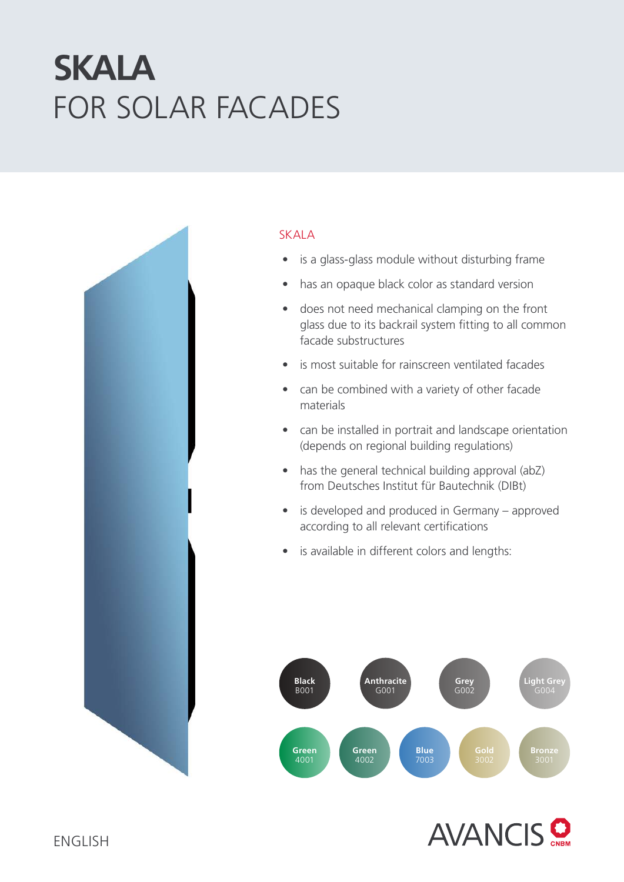# SKALA
# FOR SOLAR FACADES

## SKALA

- is a glass-glass module without disturbing frame
- has an opaque black color as standard version
- does not need mechanical clamping on the front glass due to its backrail system fitting to all common facade substructures
- is most suitable for rainscreen ventilated facades
- can be combined with a variety of other facade materials
- can be installed in portrait and landscape orientation (depends on regional building regulations)
- has the general technical building approval (abZ) from Deutsches Institut für Bautechnik (DIBt)
- is developed and produced in Germany – approved according to all relevant certifications
- is available in different colors and lengths:

**Black** B001

**Anthracite** G001

**Grey** G002

**Light Grey** G004

**Green** 4001

**Green** 4002

**Blue** 7003

**Gold** 3002

**Bronze** 3001

AVANCIS CNBM

ENGLISH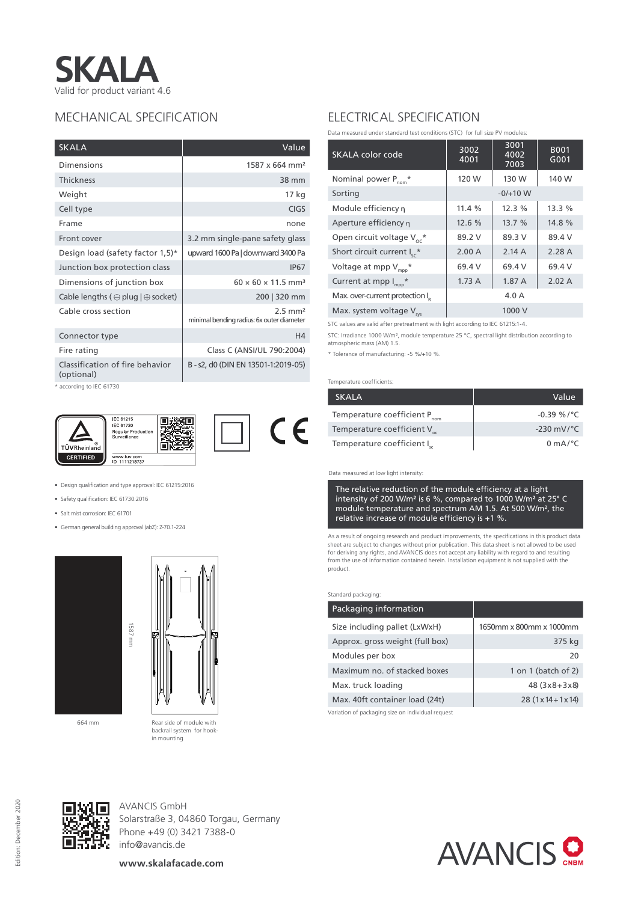# SKALA

Valid for product variant 4.6

## MECHANICAL SPECIFICATION

| SKALA | Value |
|---|---|
| Dimensions | 1587 x 664 mm² |
| Thickness | 38 mm |
| Weight | 17 kg |
| Cell type | CIGS |
| Frame | none |
| Front cover | 3.2 mm single-pane safety glass |
| Design load (safety factor 1,5)* | upward 1600 Pa \| downward 3400 Pa |
| Junction box protection class | IP67 |
| Dimensions of junction box | 60 × 60 × 11.5 mm³ |
| Cable lengths ( ⊖ plug \| ⊕ socket) | 200 \| 320 mm |
| Cable cross section | 2.5 mm² minimal bending radius: 6x outer diameter |
| Connector type | H4 |
| Fire rating | Class C (ANSI/UL 790:2004) |
| Classification of fire behavior (optional) | B - s2, d0 (DIN EN 13501-1:2019-05) |

* according to IEC 61730

IEC 61215
IEC 61730
Regular Production Surveillance
TÜVRheinland CERTIFIED
www.tuv.com
ID 1111218737

- Design qualification and type approval: IEC 61215:2016
- Safety qualification: IEC 61730:2016
- Salt mist corrosion: IEC 61701
- German general building approval (abZ): Z-70.1-224

1587 mm

664 mm

Rear side of module with backrail system for hook-in mounting

## ELECTRICAL SPECIFICATION

Data measured under standard test conditions (STC) for full size PV modules:

| SKALA color code | 3002 4001 | 3001 4002 7003 | B001 G001 |
|---|---|---|---|
| Nominal power $P_{nom}$* | 120 W | 130 W | 140 W |
| Sorting | | -0/+10 W | |
| Module efficiency η | 11.4 % | 12.3 % | 13.3 % |
| Aperture efficiency η | 12.6 % | 13.7 % | 14.8 % |
| Open circuit voltage $V_{OC}$* | 89.2 V | 89.3 V | 89.4 V |
| Short circuit current $I_{SC}$* | 2.00 A | 2.14 A | 2.28 A |
| Voltage at mpp $V_{mpp}$* | 69.4 V | 69.4 V | 69.4 V |
| Current at mpp $I_{mpp}$* | 1.73 A | 1.87 A | 2.02 A |
| Max. over-current protection $I_R$ | | 4.0 A | |
| Max. system voltage $V_{sys}$ | | 1000 V | |

STC values are valid after pretreatment with light according to IEC 61215:1-4.

STC: Irradiance 1000 W/m², module temperature 25 °C, spectral light distribution according to atmospheric mass (AM) 1.5.

* Tolerance of manufacturing: -5 %/+10 %.

Temperature coefficients:

| SKALA | Value |
|---|---|
| Temperature coefficient $P_{nom}$ | -0.39 %/°C |
| Temperature coefficient $V_{oc}$ | -230 mV/°C |
| Temperature coefficient $I_{sc}$ | 0 mA/°C |

Data measured at low light intensity:

The relative reduction of the module efficiency at a light intensity of 200 W/m² is 6 %, compared to 1000 W/m² at 25° C module temperature and spectrum AM 1.5. At 500 W/m², the relative increase of module efficiency is +1 %.

As a result of ongoing research and product improvements, the specifications in this product data sheet are subject to changes without prior publication. This data sheet is not allowed to be used for deriving any rights, and AVANCIS does not accept any liability with regard to and resulting from the use of information contained herein. Installation equipment is not supplied with the product.

Standard packaging:

| Packaging information | |
|---|---|
| Size including pallet (LxWxH) | 1650mm x 800mm x 1000mm |
| Approx. gross weight (full box) | 375 kg |
| Modules per box | 20 |
| Maximum no. of stacked boxes | 1 on 1 (batch of 2) |
| Max. truck loading | 48 (3x8+3x8) |
| Max. 40ft container load (24t) | 28 (1x14+1x14) |

Variation of packaging size on individual request

AVANCIS GmbH
Solarstraße 3, 04860 Torgau, Germany
Phone +49 (0) 3421 7388-0
info@avancis.de

**www.skalafacade.com**

Edition: December 2020

AVANCIS CNBM